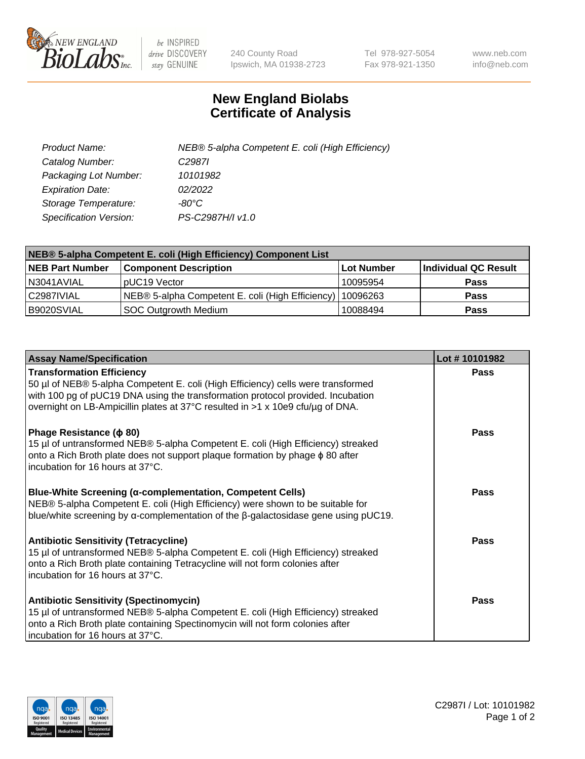# New England Biolabs
# Certificate of Analysis

| | |
|---|---|
| *Product Name:* | *NEB® 5-alpha Competent E. coli (High Efficiency)* |
| *Catalog Number:* | *C2987I* |
| *Packaging Lot Number:* | *10101982* |
| *Expiration Date:* | *02/2022* |
| *Storage Temperature:* | *-80°C* |
| *Specification Version:* | *PS-C2987H/I v1.0* |

| NEB® 5-alpha Competent E. coli (High Efficiency) Component List | | | |
|---|---|---|---|
| **NEB Part Number** | **Component Description** | **Lot Number** | **Individual QC Result** |
| N3041AVIAL | pUC19 Vector | 10095954 | **Pass** |
| C2987IVIAL | NEB® 5-alpha Competent E. coli (High Efficiency) | 10096263 | **Pass** |
| B9020SVIAL | SOC Outgrowth Medium | 10088494 | **Pass** |

| Assay Name/Specification | Lot # 10101982 |
|---|---|
| **Transformation Efficiency**<br>50 µl of NEB® 5-alpha Competent E. coli (High Efficiency) cells were transformed with 100 pg of pUC19 DNA using the transformation protocol provided. Incubation overnight on LB-Ampicillin plates at 37°C resulted in >1 x 10e9 cfu/µg of DNA. | **Pass** |
| **Phage Resistance (ϕ 80)**<br>15 µl of untransformed NEB® 5-alpha Competent E. coli (High Efficiency) streaked onto a Rich Broth plate does not support plaque formation by phage ϕ 80 after incubation for 16 hours at 37°C. | **Pass** |
| **Blue-White Screening (α-complementation, Competent Cells)**<br>NEB® 5-alpha Competent E. coli (High Efficiency) were shown to be suitable for blue/white screening by α-complementation of the β-galactosidase gene using pUC19. | **Pass** |
| **Antibiotic Sensitivity (Tetracycline)**<br>15 µl of untransformed NEB® 5-alpha Competent E. coli (High Efficiency) streaked onto a Rich Broth plate containing Tetracycline will not form colonies after incubation for 16 hours at 37°C. | **Pass** |
| **Antibiotic Sensitivity (Spectinomycin)**<br>15 µl of untransformed NEB® 5-alpha Competent E. coli (High Efficiency) streaked onto a Rich Broth plate containing Spectinomycin will not form colonies after incubation for 16 hours at 37°C. | **Pass** |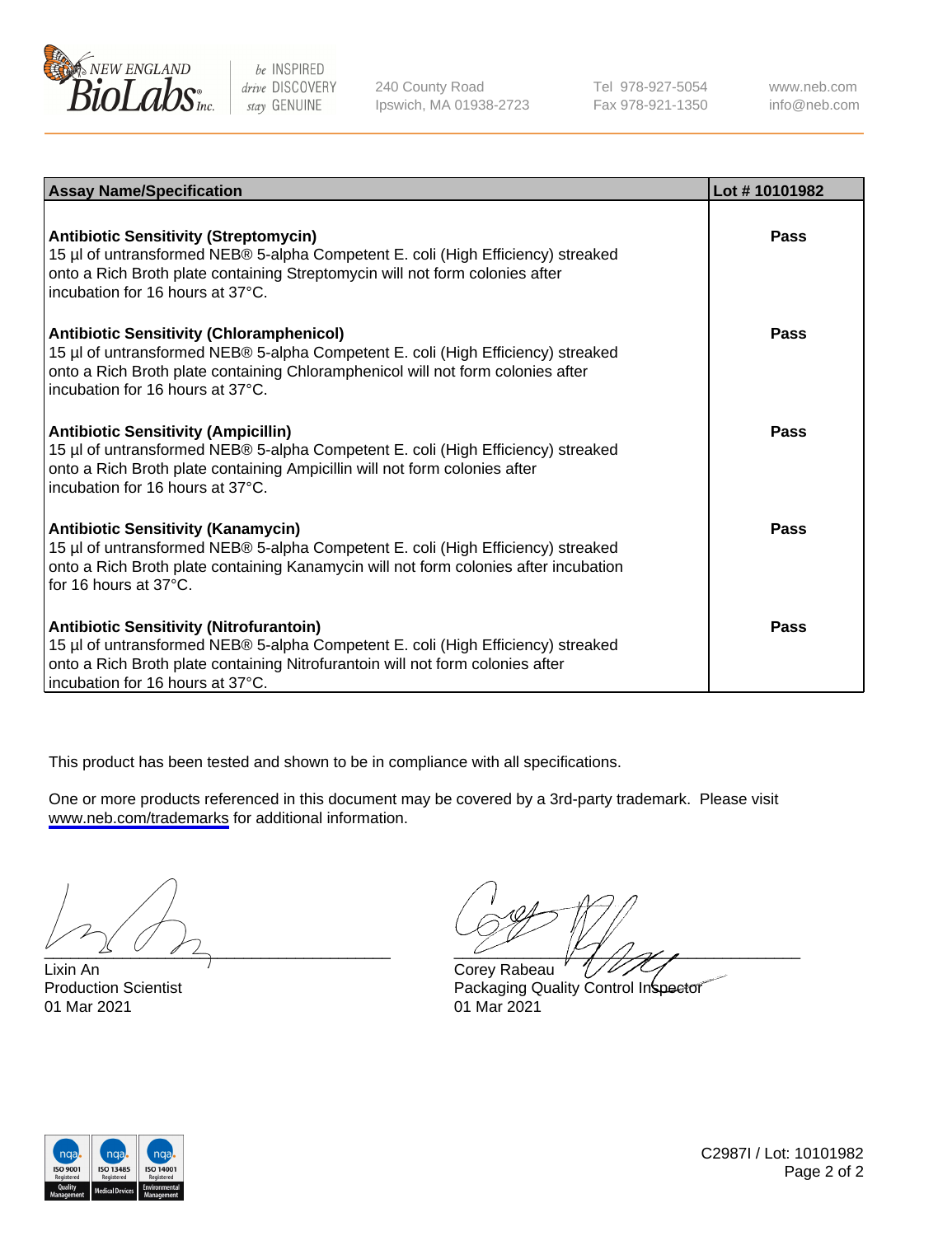| Assay Name/Specification | Lot # 10101982 |
| --- | --- |
| **Antibiotic Sensitivity (Streptomycin)**<br>15 µl of untransformed NEB® 5-alpha Competent E. coli (High Efficiency) streaked onto a Rich Broth plate containing Streptomycin will not form colonies after incubation for 16 hours at 37°C. | **Pass** |
| **Antibiotic Sensitivity (Chloramphenicol)**<br>15 µl of untransformed NEB® 5-alpha Competent E. coli (High Efficiency) streaked onto a Rich Broth plate containing Chloramphenicol will not form colonies after incubation for 16 hours at 37°C. | **Pass** |
| **Antibiotic Sensitivity (Ampicillin)**<br>15 µl of untransformed NEB® 5-alpha Competent E. coli (High Efficiency) streaked onto a Rich Broth plate containing Ampicillin will not form colonies after incubation for 16 hours at 37°C. | **Pass** |
| **Antibiotic Sensitivity (Kanamycin)**<br>15 µl of untransformed NEB® 5-alpha Competent E. coli (High Efficiency) streaked onto a Rich Broth plate containing Kanamycin will not form colonies after incubation for 16 hours at 37°C. | **Pass** |
| **Antibiotic Sensitivity (Nitrofurantoin)**<br>15 µl of untransformed NEB® 5-alpha Competent E. coli (High Efficiency) streaked onto a Rich Broth plate containing Nitrofurantoin will not form colonies after incubation for 16 hours at 37°C. | **Pass** |

This product has been tested and shown to be in compliance with all specifications.

One or more products referenced in this document may be covered by a 3rd-party trademark. Please visit www.neb.com/trademarks for additional information.

Lixin An
Production Scientist
01 Mar 2021

Corey Rabeau
Packaging Quality Control Inspector
01 Mar 2021

C2987I / Lot: 10101982